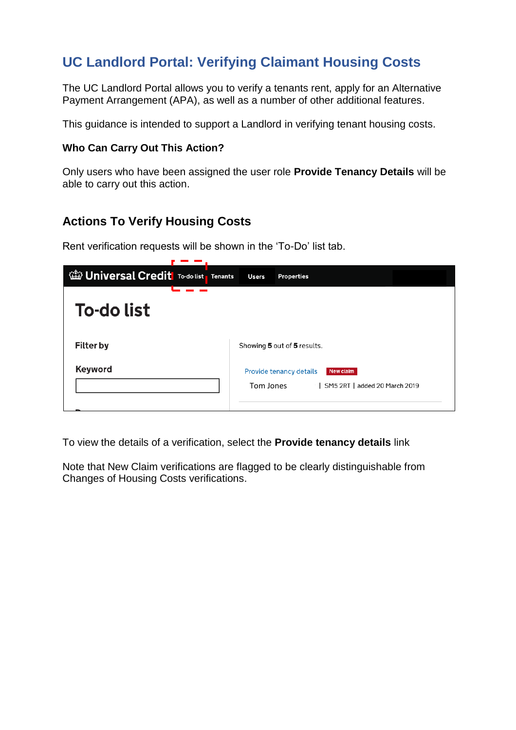# UC Landlord Portal: Verifying Claimant Housing Costs

The UC Landlord Portal allows you to verify a tenants rent, apply for an Alternative Payment Arrangement (APA), as well as a number of other additional features.

This guidance is intended to support a Landlord in verifying tenant housing costs.

### Who Can Carry Out This Action?

Only users who have been assigned the user role **Provide Tenancy Details** will be able to carry out this action.

## Actions To Verify Housing Costs

Rent verification requests will be shown in the 'To-Do' list tab.

To view the details of a verification, select the **Provide tenancy details** link

Note that New Claim verifications are flagged to be clearly distinguishable from Changes of Housing Costs verifications.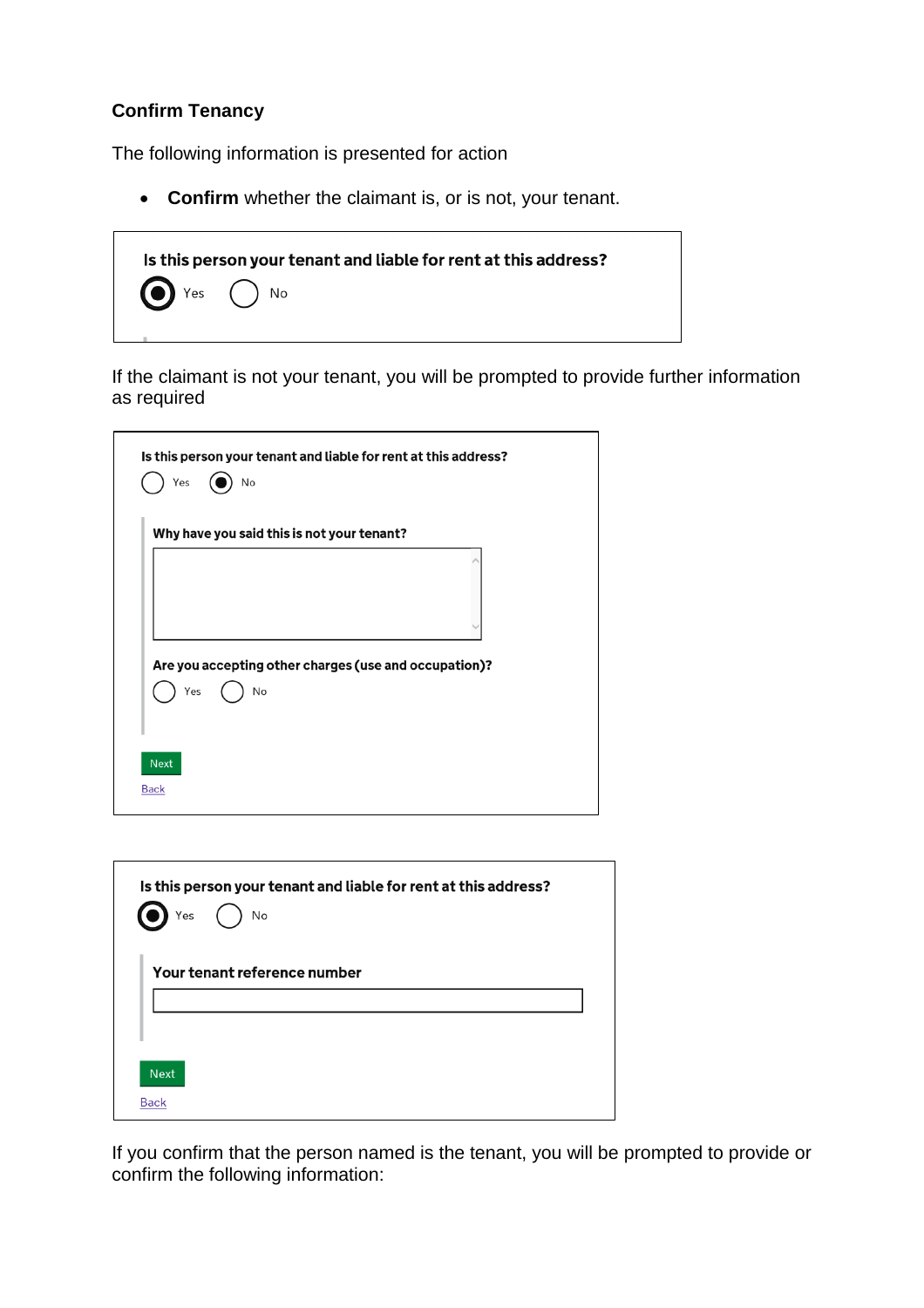**Confirm Tenancy**

The following information is presented for action

- **Confirm** whether the claimant is, or is not, your tenant.

**Is this person your tenant and liable for rent at this address?**

(●) Yes ( ) No

If the claimant is not your tenant, you will be prompted to provide further information as required

**Is this person your tenant and liable for rent at this address?**

( ) Yes (●) No

**Why have you said this is not your tenant?**

**Are you accepting other charges (use and occupation)?**

( ) Yes ( ) No

Next

Back

**Is this person your tenant and liable for rent at this address?**

(●) Yes ( ) No

**Your tenant reference number**

Next

Back

If you confirm that the person named is the tenant, you will be prompted to provide or confirm the following information: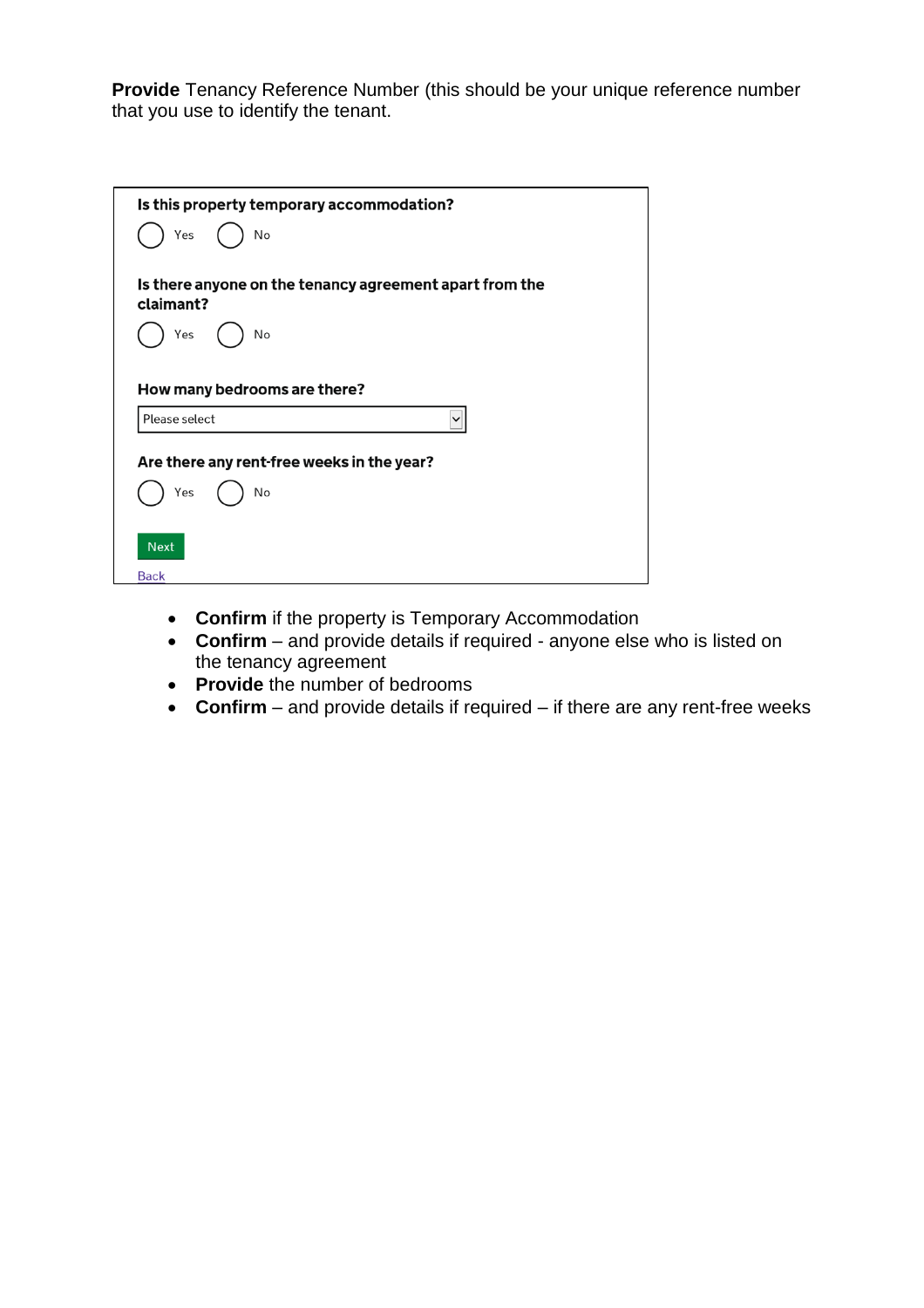**Provide** Tenancy Reference Number (this should be your unique reference number that you use to identify the tenant.

**Is this property temporary accommodation?**

( ) Yes ( ) No

**Is there anyone on the tenancy agreement apart from the claimant?**

( ) Yes ( ) No

**How many bedrooms are there?**

Please select

**Are there any rent-free weeks in the year?**

( ) Yes ( ) No

Next

Back

- **Confirm** if the property is Temporary Accommodation
- **Confirm** – and provide details if required - anyone else who is listed on the tenancy agreement
- **Provide** the number of bedrooms
- **Confirm** – and provide details if required – if there are any rent-free weeks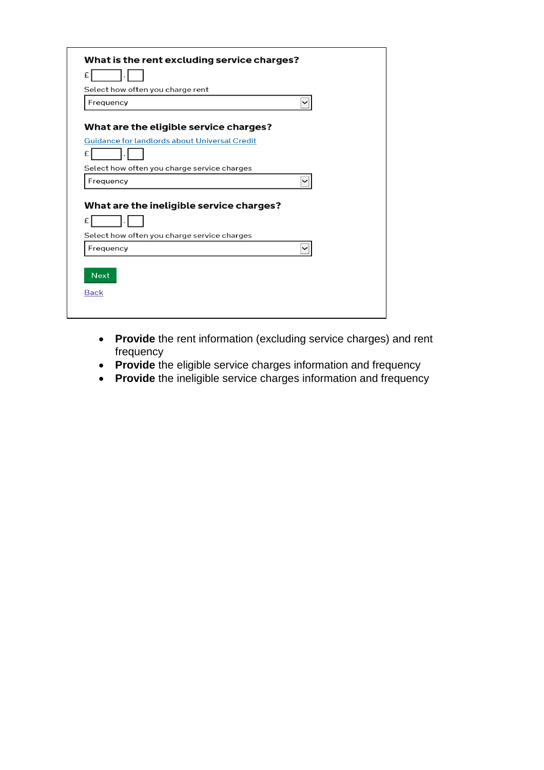**What is the rent excluding service charges?**

£ [ ] . [ ]

Select how often you charge rent

Frequency

**What are the eligible service charges?**

Guidance for landlords about Universal Credit

£ [ ] . [ ]

Select how often you charge service charges

Frequency

**What are the ineligible service charges?**

£ [ ] . [ ]

Select how often you charge service charges

Frequency

Next

Back

- **Provide** the rent information (excluding service charges) and rent frequency
- **Provide** the eligible service charges information and frequency
- **Provide** the ineligible service charges information and frequency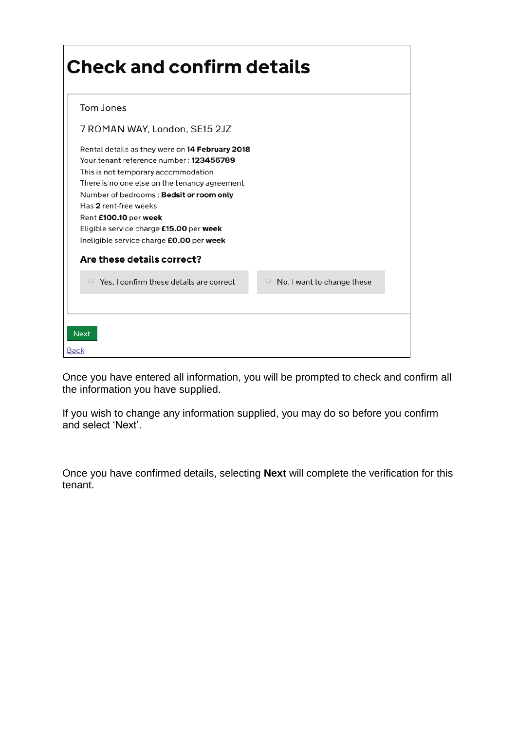# Check and confirm details

Tom Jones

7 ROMAN WAY, London, SE15 2JZ

Rental details as they were on **14 February 2018**
Your tenant reference number : **123456789**
This is not temporary accommodation
There is no one else on the tenancy agreement
Number of bedrooms : **Bedsit or room only**
Has **2** rent-free weeks
Rent **£100.10** per **week**
Eligible service charge **£15.00** per **week**
Ineligible service charge **£0.00** per **week**

### Are these details correct?

○ Yes, I confirm these details are correct

○ No, I want to change these

Next

Back

Once you have entered all information, you will be prompted to check and confirm all the information you have supplied.

If you wish to change any information supplied, you may do so before you confirm and select 'Next'.

Once you have confirmed details, selecting **Next** will complete the verification for this tenant.